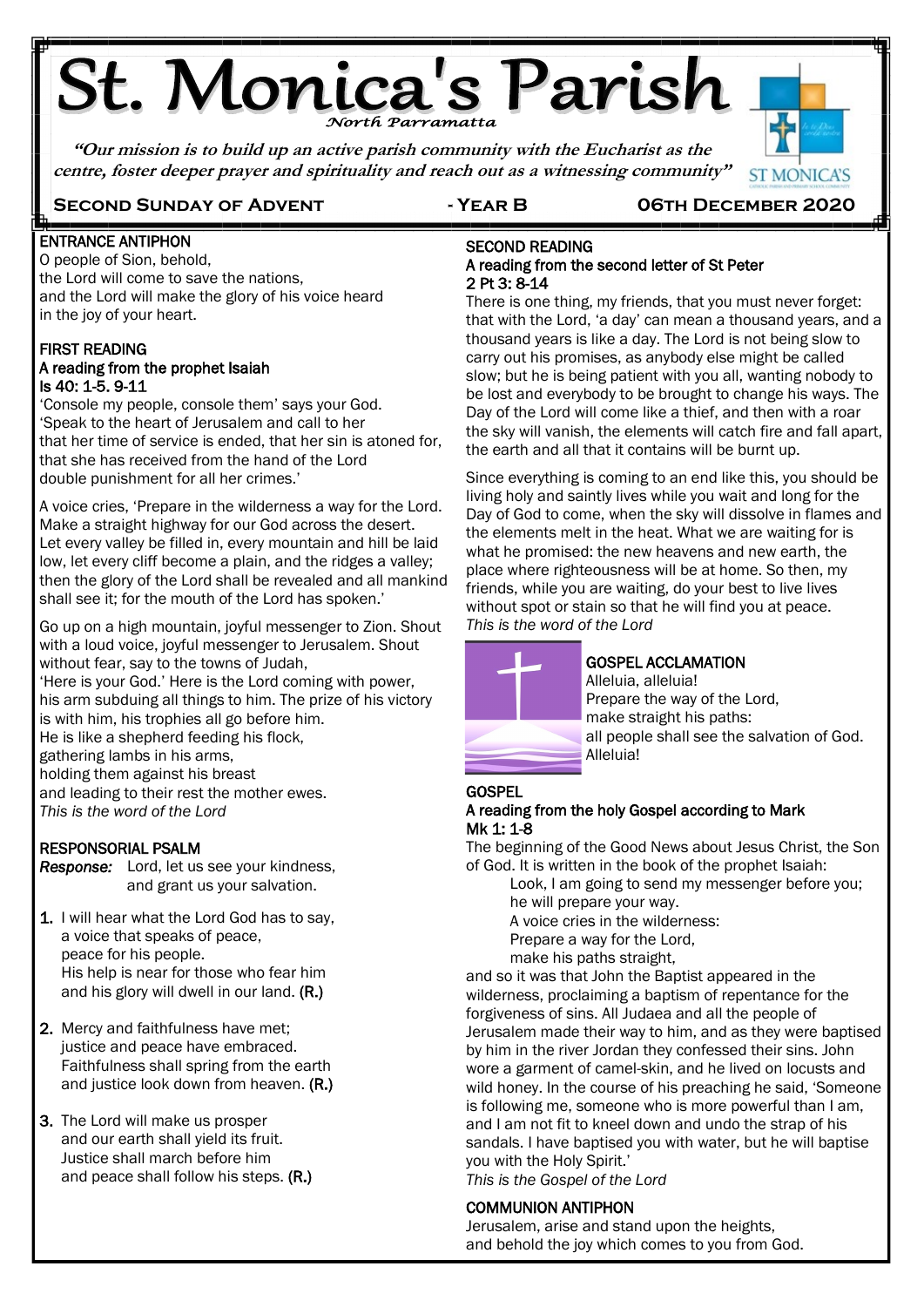# St. Monica's Parish

*North Parramatta*

***"Our mission is to build up an active parish community with the Eucharist as the centre, foster deeper prayer and spirituality and reach out as a witnessing community"***

ST MONICA'S

**SECOND SUNDAY OF ADVENT - YEAR B 06TH DECEMBER 2020**

### ENTRANCE ANTIPHON

O people of Sion, behold,
the Lord will come to save the nations,
and the Lord will make the glory of his voice heard
in the joy of your heart.

### FIRST READING

**A reading from the prophet Isaiah**
**Is 40: 1-5. 9-11**

'Console my people, console them' says your God.
'Speak to the heart of Jerusalem and call to her
that her time of service is ended, that her sin is atoned for,
that she has received from the hand of the Lord
double punishment for all her crimes.'

A voice cries, 'Prepare in the wilderness a way for the Lord. Make a straight highway for our God across the desert. Let every valley be filled in, every mountain and hill be laid low, let every cliff become a plain, and the ridges a valley; then the glory of the Lord shall be revealed and all mankind shall see it; for the mouth of the Lord has spoken.'

Go up on a high mountain, joyful messenger to Zion. Shout with a loud voice, joyful messenger to Jerusalem. Shout without fear, say to the towns of Judah,
'Here is your God.' Here is the Lord coming with power, his arm subduing all things to him. The prize of his victory is with him, his trophies all go before him.
He is like a shepherd feeding his flock,
gathering lambs in his arms,
holding them against his breast
and leading to their rest the mother ewes.
*This is the word of the Lord*

### RESPONSORIAL PSALM

*Response:* Lord, let us see your kindness,
and grant us your salvation.

1. I will hear what the Lord God has to say,
a voice that speaks of peace,
peace for his people.
His help is near for those who fear him
and his glory will dwell in our land. **(R.)**

2. Mercy and faithfulness have met;
justice and peace have embraced.
Faithfulness shall spring from the earth
and justice look down from heaven. **(R.)**

3. The Lord will make us prosper
and our earth shall yield its fruit.
Justice shall march before him
and peace shall follow his steps. **(R.)**

### SECOND READING

**A reading from the second letter of St Peter**
**2 Pt 3: 8-14**

There is one thing, my friends, that you must never forget: that with the Lord, 'a day' can mean a thousand years, and a thousand years is like a day. The Lord is not being slow to carry out his promises, as anybody else might be called slow; but he is being patient with you all, wanting nobody to be lost and everybody to be brought to change his ways. The Day of the Lord will come like a thief, and then with a roar the sky will vanish, the elements will catch fire and fall apart, the earth and all that it contains will be burnt up.

Since everything is coming to an end like this, you should be living holy and saintly lives while you wait and long for the Day of God to come, when the sky will dissolve in flames and the elements melt in the heat. What we are waiting for is what he promised: the new heavens and new earth, the place where righteousness will be at home. So then, my friends, while you are waiting, do your best to live lives without spot or stain so that he will find you at peace.
*This is the word of the Lord*

### GOSPEL ACCLAMATION

Alleluia, alleluia!
Prepare the way of the Lord,
make straight his paths:
all people shall see the salvation of God.
Alleluia!

### GOSPEL

**A reading from the holy Gospel according to Mark**
**Mk 1: 1-8**

The beginning of the Good News about Jesus Christ, the Son of God. It is written in the book of the prophet Isaiah:

> Look, I am going to send my messenger before you;
> he will prepare your way.
> A voice cries in the wilderness:
> Prepare a way for the Lord,
> make his paths straight,

and so it was that John the Baptist appeared in the wilderness, proclaiming a baptism of repentance for the forgiveness of sins. All Judaea and all the people of Jerusalem made their way to him, and as they were baptised by him in the river Jordan they confessed their sins. John wore a garment of camel-skin, and he lived on locusts and wild honey. In the course of his preaching he said, 'Someone is following me, someone who is more powerful than I am, and I am not fit to kneel down and undo the strap of his sandals. I have baptised you with water, but he will baptise you with the Holy Spirit.'
*This is the Gospel of the Lord*

### COMMUNION ANTIPHON

Jerusalem, arise and stand upon the heights,
and behold the joy which comes to you from God.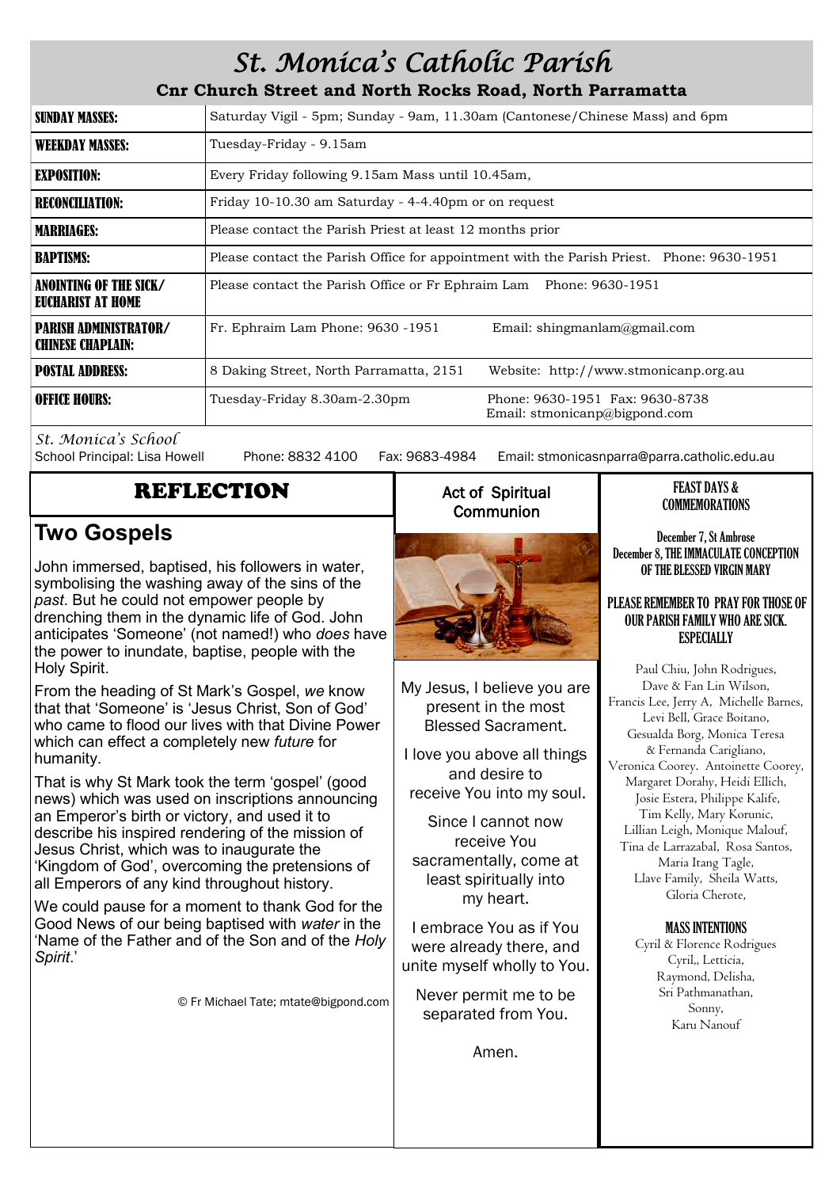# St. Monica's Catholic Parish

**Cnr Church Street and North Rocks Road, North Parramatta**

| | |
|---|---|
| **SUNDAY MASSES:** | Saturday Vigil - 5pm; Sunday - 9am, 11.30am (Cantonese/Chinese Mass) and 6pm |
| **WEEKDAY MASSES:** | Tuesday-Friday - 9.15am |
| **EXPOSITION:** | Every Friday following 9.15am Mass until 10.45am, |
| **RECONCILIATION:** | Friday 10-10.30 am Saturday - 4-4.40pm or on request |
| **MARRIAGES:** | Please contact the Parish Priest at least 12 months prior |
| **BAPTISMS:** | Please contact the Parish Office for appointment with the Parish Priest. Phone: 9630-1951 |
| **ANOINTING OF THE SICK/ EUCHARIST AT HOME** | Please contact the Parish Office or Fr Ephraim Lam Phone: 9630-1951 |
| **PARISH ADMINISTRATOR/ CHINESE CHAPLAIN:** | Fr. Ephraim Lam Phone: 9630 -1951 Email: shingmanlam@gmail.com |
| **POSTAL ADDRESS:** | 8 Daking Street, North Parramatta, 2151 Website: http://www.stmonicanp.org.au |
| **OFFICE HOURS:** | Tuesday-Friday 8.30am-2.30pm Phone: 9630-1951 Fax: 9630-8738 Email: stmonicanp@bigpond.com |

*St. Monica's School*

School Principal: Lisa Howell Phone: 8832 4100 Fax: 9683-4984 Email: stmonicasnparra@parra.catholic.edu.au

## REFLECTION

## Two Gospels

John immersed, baptised, his followers in water, symbolising the washing away of the sins of the *past*. But he could not empower people by drenching them in the dynamic life of God. John anticipates 'Someone' (not named!) who *does* have the power to inundate, baptise, people with the Holy Spirit.

From the heading of St Mark's Gospel, *we* know that that 'Someone' is 'Jesus Christ, Son of God' who came to flood our lives with that Divine Power which can effect a completely new *future* for humanity.

That is why St Mark took the term 'gospel' (good news) which was used on inscriptions announcing an Emperor's birth or victory, and used it to describe his inspired rendering of the mission of Jesus Christ, which was to inaugurate the 'Kingdom of God', overcoming the pretensions of all Emperors of any kind throughout history.

We could pause for a moment to thank God for the Good News of our being baptised with *water* in the 'Name of the Father and of the Son and of the *Holy Spirit*.'

© Fr Michael Tate; mtate@bigpond.com

## Act of Spiritual Communion

My Jesus, I believe you are present in the most Blessed Sacrament.

I love you above all things and desire to receive You into my soul.

Since I cannot now receive You sacramentally, come at least spiritually into my heart.

I embrace You as if You were already there, and unite myself wholly to You.

Never permit me to be separated from You.

Amen.

## FEAST DAYS & COMMEMORATIONS

**December 7, St Ambrose**

**December 8, THE IMMACULATE CONCEPTION OF THE BLESSED VIRGIN MARY**

**PLEASE REMEMBER TO PRAY FOR THOSE OF OUR PARISH FAMILY WHO ARE SICK. ESPECIALLY**

Paul Chiu, John Rodrigues, Dave & Fan Lin Wilson, Francis Lee, Jerry A, Michelle Barnes, Levi Bell, Grace Boitano, Gesualda Borg, Monica Teresa & Fernanda Carigliano, Veronica Coorey. Antoinette Coorey, Margaret Dorahy, Heidi Ellich, Josie Estera, Philippe Kalife, Tim Kelly, Mary Korunic, Lillian Leigh, Monique Malouf, Tina de Larrazabal, Rosa Santos, Maria Itang Tagle, Llave Family, Sheila Watts, Gloria Cherote,

**MASS INTENTIONS**

Cyril & Florence Rodrigues
Cyril,, Letticia,
Raymond, Delisha,
Sri Pathmanathan,
Sonny,
Karu Nanouf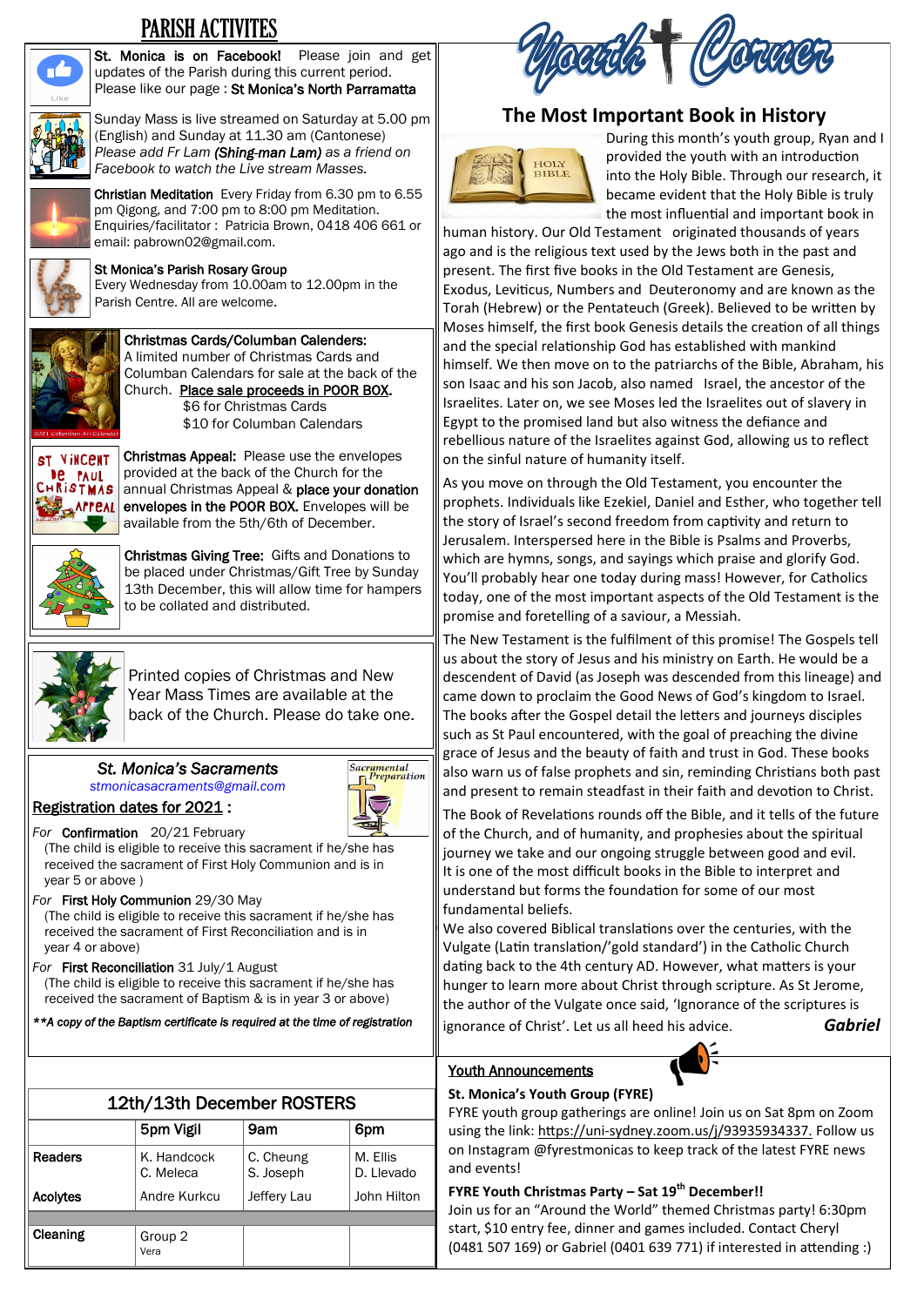# PARISH ACTIVITES

**St. Monica is on Facebook!** Please join and get updates of the Parish during this current period. Please like our page : **St Monica's North Parramatta**

Sunday Mass is live streamed on Saturday at 5.00 pm (English) and Sunday at 11.30 am (Cantonese) *Please add Fr Lam **(Shing-man Lam)** as a friend on Facebook to watch the Live stream Masses.*

**Christian Meditation** Every Friday from 6.30 pm to 6.55 pm Qigong, and 7:00 pm to 8:00 pm Meditation. Enquiries/facilitator : Patricia Brown, 0418 406 661 or email: pabrown02@gmail.com.

**St Monica's Parish Rosary Group**
Every Wednesday from 10.00am to 12.00pm in the Parish Centre. All are welcome.

**Christmas Cards/Columban Calenders:**
A limited number of Christmas Cards and Columban Calendars for sale at the back of the Church. **Place sale proceeds in POOR BOX.**
$6 for Christmas Cards
$10 for Columban Calendars

**Christmas Appeal:** Please use the envelopes provided at the back of the Church for the annual Christmas Appeal & **place your donation envelopes in the POOR BOX.** Envelopes will be available from the 5th/6th of December.

**Christmas Giving Tree:** Gifts and Donations to be placed under Christmas/Gift Tree by Sunday 13th December, this will allow time for hampers to be collated and distributed.

Printed copies of Christmas and New Year Mass Times are available at the back of the Church. Please do take one.

### *St. Monica's Sacraments*
*stmonicasacraments@gmail.com*

**Registration dates for 2021 :**

*For* **Confirmation** 20/21 February
(The child is eligible to receive this sacrament if he/she has received the sacrament of First Holy Communion and is in year 5 or above )

*For* **First Holy Communion** 29/30 May
(The child is eligible to receive this sacrament if he/she has received the sacrament of First Reconciliation and is in year 4 or above)

*For* **First Reconciliation** 31 July/1 August
(The child is eligible to receive this sacrament if he/she has received the sacrament of Baptism & is in year 3 or above)

***\*\*A copy of the Baptism certificate is required at the time of registration***

### 12th/13th December ROSTERS

| | 5pm Vigil | 9am | 6pm |
|---|---|---|---|
| **Readers** | K. Handcock<br>C. Meleca | C. Cheung<br>S. Joseph | M. Ellis<br>D. Llevado |
| **Acolytes** | Andre Kurkcu | Jeffery Lau | John Hilton |
| **Cleaning** | Group 2<br>Vera | | |

# Youth Corner

## The Most Important Book in History

During this month's youth group, Ryan and I provided the youth with an introduction into the Holy Bible. Through our research, it became evident that the Holy Bible is truly the most influential and important book in human history. Our Old Testament originated thousands of years ago and is the religious text used by the Jews both in the past and present. The first five books in the Old Testament are Genesis, Exodus, Leviticus, Numbers and Deuteronomy and are known as the Torah (Hebrew) or the Pentateuch (Greek). Believed to be written by Moses himself, the first book Genesis details the creation of all things and the special relationship God has established with mankind himself. We then move on to the patriarchs of the Bible, Abraham, his son Isaac and his son Jacob, also named Israel, the ancestor of the Israelites. Later on, we see Moses led the Israelites out of slavery in Egypt to the promised land but also witness the defiance and rebellious nature of the Israelites against God, allowing us to reflect on the sinful nature of humanity itself.

As you move on through the Old Testament, you encounter the prophets. Individuals like Ezekiel, Daniel and Esther, who together tell the story of Israel's second freedom from captivity and return to Jerusalem. Interspersed here in the Bible is Psalms and Proverbs, which are hymns, songs, and sayings which praise and glorify God. You'll probably hear one today during mass! However, for Catholics today, one of the most important aspects of the Old Testament is the promise and foretelling of a saviour, a Messiah.

The New Testament is the fulfilment of this promise! The Gospels tell us about the story of Jesus and his ministry on Earth. He would be a descendent of David (as Joseph was descended from this lineage) and came down to proclaim the Good News of God's kingdom to Israel. The books after the Gospel detail the letters and journeys disciples such as St Paul encountered, with the goal of preaching the divine grace of Jesus and the beauty of faith and trust in God. These books also warn us of false prophets and sin, reminding Christians both past and present to remain steadfast in their faith and devotion to Christ.

The Book of Revelations rounds off the Bible, and it tells of the future of the Church, and of humanity, and prophesies about the spiritual journey we take and our ongoing struggle between good and evil. It is one of the most difficult books in the Bible to interpret and understand but forms the foundation for some of our most fundamental beliefs.

We also covered Biblical translations over the centuries, with the Vulgate (Latin translation/'gold standard') in the Catholic Church dating back to the 4th century AD. However, what matters is your hunger to learn more about Christ through scripture. As St Jerome, the author of the Vulgate once said, 'Ignorance of the scriptures is ignorance of Christ'. Let us all heed his advice. ***Gabriel***

### Youth Announcements

**St. Monica's Youth Group (FYRE)**
FYRE youth group gatherings are online! Join us on Sat 8pm on Zoom using the link: https://uni-sydney.zoom.us/j/93935934337. Follow us on Instagram @fyrestmonicas to keep track of the latest FYRE news and events!

**FYRE Youth Christmas Party – Sat 19th December!!**
Join us for an "Around the World" themed Christmas party! 6:30pm start, $10 entry fee, dinner and games included. Contact Cheryl (0481 507 169) or Gabriel (0401 639 771) if interested in attending :)